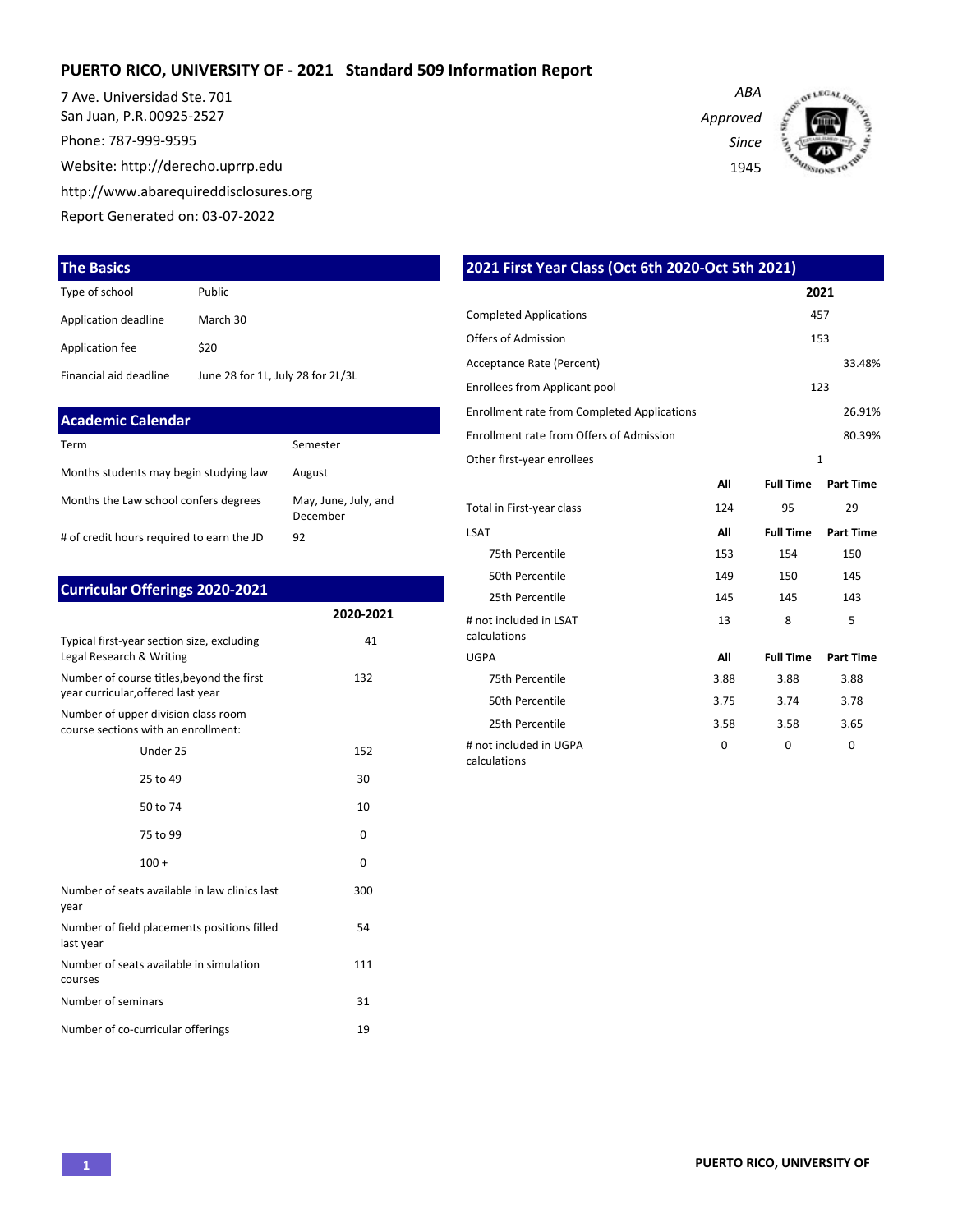# PUERTO RICO, UNIVERSITY OF - 2021 Standard 509 Information Report

7 Ave. Universidad Ste. 701
San Juan, P.R. 00925-2527

Phone: 787-999-9595

Website: http://derecho.uprrp.edu

http://www.abarequireddisclosures.org

Report Generated on: 03-07-2022

*ABA Approved Since 1945*

## The Basics

| | |
|---|---|
| Type of school | Public |
| Application deadline | March 30 |
| Application fee | $20 |
| Financial aid deadline | June 28 for 1L, July 28 for 2L/3L |

## Academic Calendar

| | |
|---|---|
| Term | Semester |
| Months students may begin studying law | August |
| Months the Law school confers degrees | May, June, July, and December |
| # of credit hours required to earn the JD | 92 |

## Curricular Offerings 2020-2021

| | 2020-2021 |
|---|---|
| Typical first-year section size, excluding Legal Research & Writing | 41 |
| Number of course titles, beyond the first year curricular, offered last year | 132 |
| Number of upper division class room course sections with an enrollment: | |
| Under 25 | 152 |
| 25 to 49 | 30 |
| 50 to 74 | 10 |
| 75 to 99 | 0 |
| 100 + | 0 |
| Number of seats available in law clinics last year | 300 |
| Number of field placements positions filled last year | 54 |
| Number of seats available in simulation courses | 111 |
| Number of seminars | 31 |
| Number of co-curricular offerings | 19 |

## 2021 First Year Class (Oct 6th 2020-Oct 5th 2021)

| | 2021 |
|---|---|
| Completed Applications | 457 |
| Offers of Admission | 153 |
| Acceptance Rate (Percent) | 33.48% |
| Enrollees from Applicant pool | 123 |
| Enrollment rate from Completed Applications | 26.91% |
| Enrollment rate from Offers of Admission | 80.39% |
| Other first-year enrollees | 1 |

| | All | Full Time | Part Time |
|---|---|---|---|
| Total in First-year class | 124 | 95 | 29 |
| **LSAT** | **All** | **Full Time** | **Part Time** |
| 75th Percentile | 153 | 154 | 150 |
| 50th Percentile | 149 | 150 | 145 |
| 25th Percentile | 145 | 145 | 143 |
| # not included in LSAT calculations | 13 | 8 | 5 |
| **UGPA** | **All** | **Full Time** | **Part Time** |
| 75th Percentile | 3.88 | 3.88 | 3.88 |
| 50th Percentile | 3.75 | 3.74 | 3.78 |
| 25th Percentile | 3.58 | 3.58 | 3.65 |
| # not included in UGPA calculations | 0 | 0 | 0 |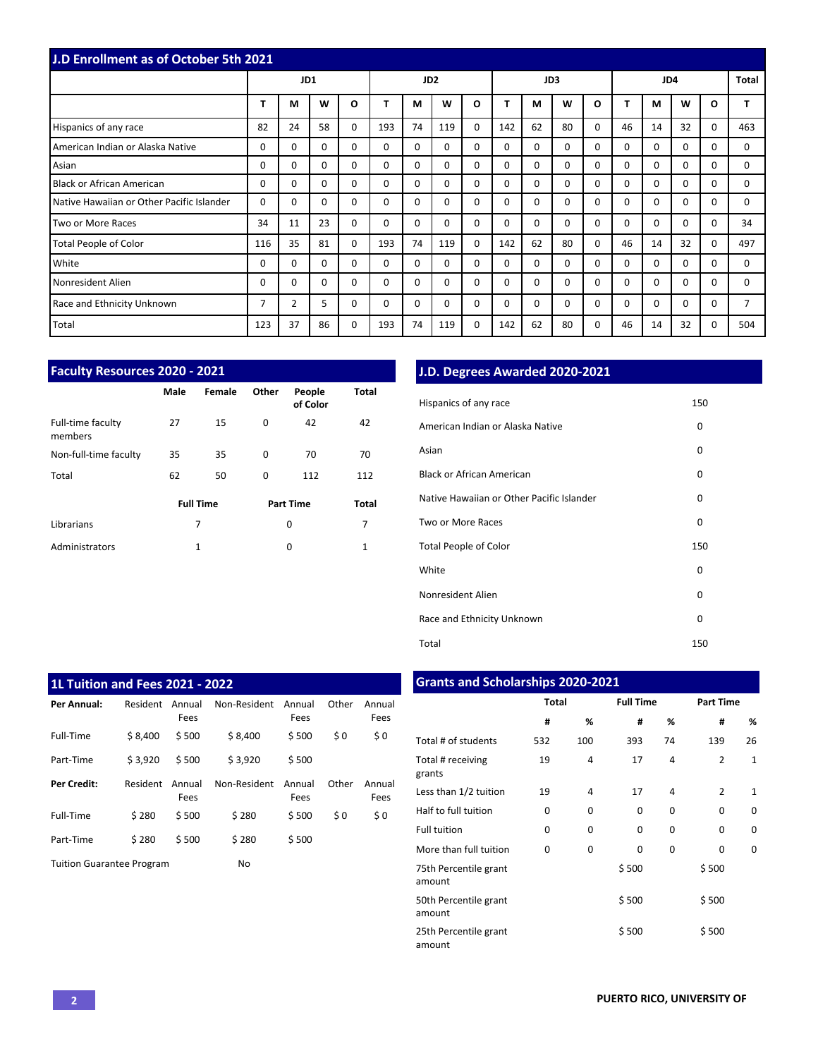## J.D Enrollment as of October 5th 2021

| | JD1 | | | | JD2 | | | | JD3 | | | | JD4 | | | | Total |
|---|---|---|---|---|---|---|---|---|---|---|---|---|---|---|---|---|---|
| | T | M | W | O | T | M | W | O | T | M | W | O | T | M | W | O | T |
| Hispanics of any race | 82 | 24 | 58 | 0 | 193 | 74 | 119 | 0 | 142 | 62 | 80 | 0 | 46 | 14 | 32 | 0 | 463 |
| American Indian or Alaska Native | 0 | 0 | 0 | 0 | 0 | 0 | 0 | 0 | 0 | 0 | 0 | 0 | 0 | 0 | 0 | 0 | 0 |
| Asian | 0 | 0 | 0 | 0 | 0 | 0 | 0 | 0 | 0 | 0 | 0 | 0 | 0 | 0 | 0 | 0 | 0 |
| Black or African American | 0 | 0 | 0 | 0 | 0 | 0 | 0 | 0 | 0 | 0 | 0 | 0 | 0 | 0 | 0 | 0 | 0 |
| Native Hawaiian or Other Pacific Islander | 0 | 0 | 0 | 0 | 0 | 0 | 0 | 0 | 0 | 0 | 0 | 0 | 0 | 0 | 0 | 0 | 0 |
| Two or More Races | 34 | 11 | 23 | 0 | 0 | 0 | 0 | 0 | 0 | 0 | 0 | 0 | 0 | 0 | 0 | 0 | 34 |
| Total People of Color | 116 | 35 | 81 | 0 | 193 | 74 | 119 | 0 | 142 | 62 | 80 | 0 | 46 | 14 | 32 | 0 | 497 |
| White | 0 | 0 | 0 | 0 | 0 | 0 | 0 | 0 | 0 | 0 | 0 | 0 | 0 | 0 | 0 | 0 | 0 |
| Nonresident Alien | 0 | 0 | 0 | 0 | 0 | 0 | 0 | 0 | 0 | 0 | 0 | 0 | 0 | 0 | 0 | 0 | 0 |
| Race and Ethnicity Unknown | 7 | 2 | 5 | 0 | 0 | 0 | 0 | 0 | 0 | 0 | 0 | 0 | 0 | 0 | 0 | 0 | 7 |
| Total | 123 | 37 | 86 | 0 | 193 | 74 | 119 | 0 | 142 | 62 | 80 | 0 | 46 | 14 | 32 | 0 | 504 |

## Faculty Resources 2020 - 2021

| | Male | Female | Other | People of Color | Total |
|---|---|---|---|---|---|
| Full-time faculty members | 27 | 15 | 0 | 42 | 42 |
| Non-full-time faculty | 35 | 35 | 0 | 70 | 70 |
| Total | 62 | 50 | 0 | 112 | 112 |

| | Full Time | Part Time | Total |
|---|---|---|---|
| Librarians | 7 | 0 | 7 |
| Administrators | 1 | 0 | 1 |

## J.D. Degrees Awarded 2020-2021

| | |
|---|---|
| Hispanics of any race | 150 |
| American Indian or Alaska Native | 0 |
| Asian | 0 |
| Black or African American | 0 |
| Native Hawaiian or Other Pacific Islander | 0 |
| Two or More Races | 0 |
| Total People of Color | 150 |
| White | 0 |
| Nonresident Alien | 0 |
| Race and Ethnicity Unknown | 0 |
| Total | 150 |

## 1L Tuition and Fees 2021 - 2022

| **Per Annual:** | Resident | Annual Fees | Non-Resident | Annual Fees | Other | Annual Fees |
|---|---|---|---|---|---|---|
| Full-Time | $ 8,400 | $ 500 | $ 8,400 | $ 500 | $ 0 | $ 0 |
| Part-Time | $ 3,920 | $ 500 | $ 3,920 | $ 500 | | |
| **Per Credit:** | Resident | Annual Fees | Non-Resident | Annual Fees | Other | Annual Fees |
| Full-Time | $ 280 | $ 500 | $ 280 | $ 500 | $ 0 | $ 0 |
| Part-Time | $ 280 | $ 500 | $ 280 | $ 500 | | |

Tuition Guarantee Program: No

## Grants and Scholarships 2020-2021

| | Total | | Full Time | | Part Time | |
|---|---|---|---|---|---|---|
| | # | % | # | % | # | % |
| Total # of students | 532 | 100 | 393 | 74 | 139 | 26 |
| Total # receiving grants | 19 | 4 | 17 | 4 | 2 | 1 |
| Less than 1/2 tuition | 19 | 4 | 17 | 4 | 2 | 1 |
| Half to full tuition | 0 | 0 | 0 | 0 | 0 | 0 |
| Full tuition | 0 | 0 | 0 | 0 | 0 | 0 |
| More than full tuition | 0 | 0 | 0 | 0 | 0 | 0 |
| 75th Percentile grant amount | | | $ 500 | | $ 500 | |
| 50th Percentile grant amount | | | $ 500 | | $ 500 | |
| 25th Percentile grant amount | | | $ 500 | | $ 500 | |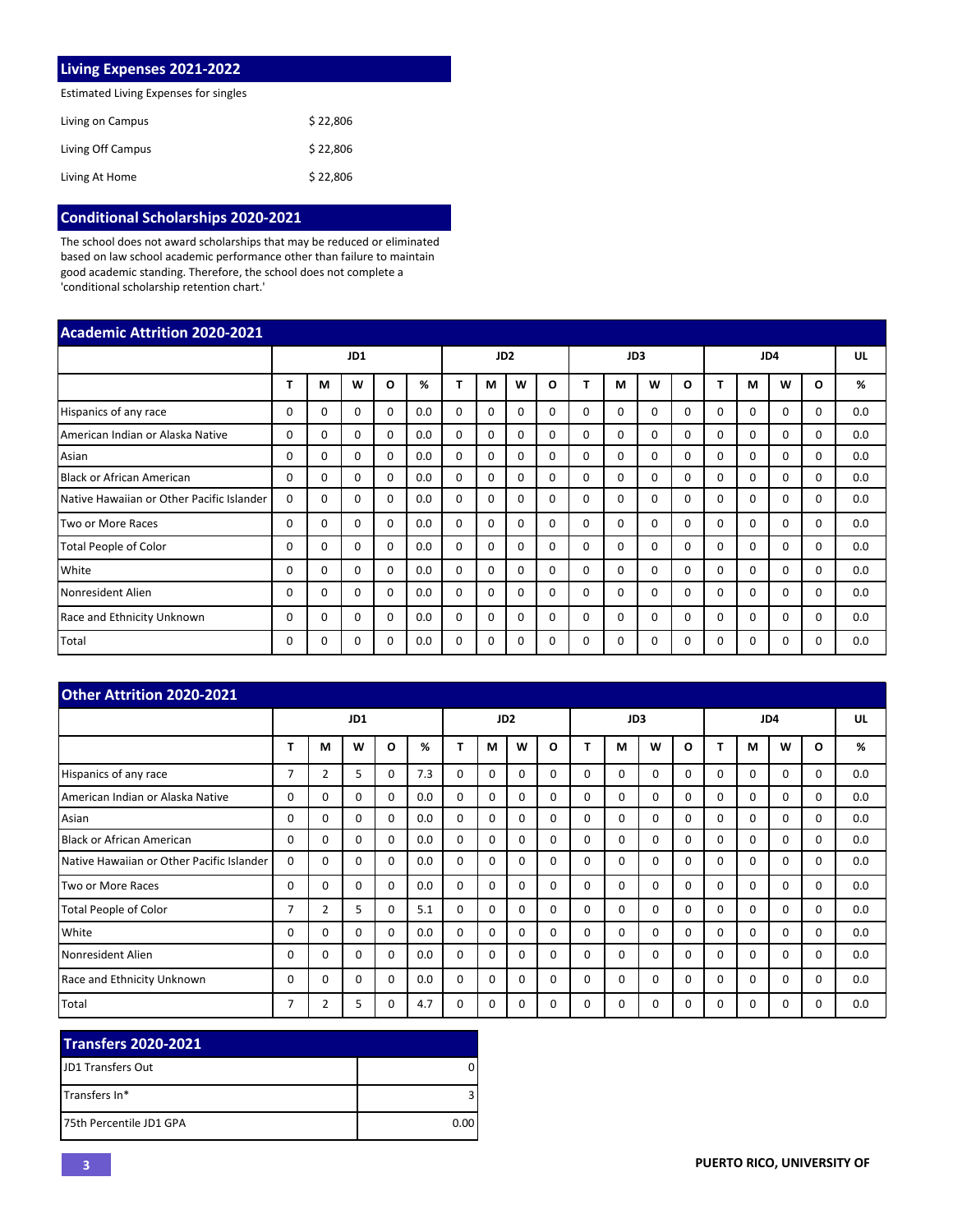## Living Expenses 2021-2022

Estimated Living Expenses for singles

| | |
|---|---|
| Living on Campus | $ 22,806 |
| Living Off Campus | $ 22,806 |
| Living At Home | $ 22,806 |

## Conditional Scholarships 2020-2021

The school does not award scholarships that may be reduced or eliminated based on law school academic performance other than failure to maintain good academic standing. Therefore, the school does not complete a 'conditional scholarship retention chart.'

## Academic Attrition 2020-2021

| | JD1 | | | | | JD2 | | | | JD3 | | | | JD4 | | | | UL |
|---|---|---|---|---|---|---|---|---|---|---|---|---|---|---|---|---|---|---|
| | T | M | W | O | % | T | M | W | O | T | M | W | O | T | M | W | O | % |
| Hispanics of any race | 0 | 0 | 0 | 0 | 0.0 | 0 | 0 | 0 | 0 | 0 | 0 | 0 | 0 | 0 | 0 | 0 | 0 | 0.0 |
| American Indian or Alaska Native | 0 | 0 | 0 | 0 | 0.0 | 0 | 0 | 0 | 0 | 0 | 0 | 0 | 0 | 0 | 0 | 0 | 0 | 0.0 |
| Asian | 0 | 0 | 0 | 0 | 0.0 | 0 | 0 | 0 | 0 | 0 | 0 | 0 | 0 | 0 | 0 | 0 | 0 | 0.0 |
| Black or African American | 0 | 0 | 0 | 0 | 0.0 | 0 | 0 | 0 | 0 | 0 | 0 | 0 | 0 | 0 | 0 | 0 | 0 | 0.0 |
| Native Hawaiian or Other Pacific Islander | 0 | 0 | 0 | 0 | 0.0 | 0 | 0 | 0 | 0 | 0 | 0 | 0 | 0 | 0 | 0 | 0 | 0 | 0.0 |
| Two or More Races | 0 | 0 | 0 | 0 | 0.0 | 0 | 0 | 0 | 0 | 0 | 0 | 0 | 0 | 0 | 0 | 0 | 0 | 0.0 |
| Total People of Color | 0 | 0 | 0 | 0 | 0.0 | 0 | 0 | 0 | 0 | 0 | 0 | 0 | 0 | 0 | 0 | 0 | 0 | 0.0 |
| White | 0 | 0 | 0 | 0 | 0.0 | 0 | 0 | 0 | 0 | 0 | 0 | 0 | 0 | 0 | 0 | 0 | 0 | 0.0 |
| Nonresident Alien | 0 | 0 | 0 | 0 | 0.0 | 0 | 0 | 0 | 0 | 0 | 0 | 0 | 0 | 0 | 0 | 0 | 0 | 0.0 |
| Race and Ethnicity Unknown | 0 | 0 | 0 | 0 | 0.0 | 0 | 0 | 0 | 0 | 0 | 0 | 0 | 0 | 0 | 0 | 0 | 0 | 0.0 |
| Total | 0 | 0 | 0 | 0 | 0.0 | 0 | 0 | 0 | 0 | 0 | 0 | 0 | 0 | 0 | 0 | 0 | 0 | 0.0 |

## Other Attrition 2020-2021

| | JD1 | | | | | JD2 | | | | JD3 | | | | JD4 | | | | UL |
|---|---|---|---|---|---|---|---|---|---|---|---|---|---|---|---|---|---|---|
| | T | M | W | O | % | T | M | W | O | T | M | W | O | T | M | W | O | % |
| Hispanics of any race | 7 | 2 | 5 | 0 | 7.3 | 0 | 0 | 0 | 0 | 0 | 0 | 0 | 0 | 0 | 0 | 0 | 0 | 0.0 |
| American Indian or Alaska Native | 0 | 0 | 0 | 0 | 0.0 | 0 | 0 | 0 | 0 | 0 | 0 | 0 | 0 | 0 | 0 | 0 | 0 | 0.0 |
| Asian | 0 | 0 | 0 | 0 | 0.0 | 0 | 0 | 0 | 0 | 0 | 0 | 0 | 0 | 0 | 0 | 0 | 0 | 0.0 |
| Black or African American | 0 | 0 | 0 | 0 | 0.0 | 0 | 0 | 0 | 0 | 0 | 0 | 0 | 0 | 0 | 0 | 0 | 0 | 0.0 |
| Native Hawaiian or Other Pacific Islander | 0 | 0 | 0 | 0 | 0.0 | 0 | 0 | 0 | 0 | 0 | 0 | 0 | 0 | 0 | 0 | 0 | 0 | 0.0 |
| Two or More Races | 0 | 0 | 0 | 0 | 0.0 | 0 | 0 | 0 | 0 | 0 | 0 | 0 | 0 | 0 | 0 | 0 | 0 | 0.0 |
| Total People of Color | 7 | 2 | 5 | 0 | 5.1 | 0 | 0 | 0 | 0 | 0 | 0 | 0 | 0 | 0 | 0 | 0 | 0 | 0.0 |
| White | 0 | 0 | 0 | 0 | 0.0 | 0 | 0 | 0 | 0 | 0 | 0 | 0 | 0 | 0 | 0 | 0 | 0 | 0.0 |
| Nonresident Alien | 0 | 0 | 0 | 0 | 0.0 | 0 | 0 | 0 | 0 | 0 | 0 | 0 | 0 | 0 | 0 | 0 | 0 | 0.0 |
| Race and Ethnicity Unknown | 0 | 0 | 0 | 0 | 0.0 | 0 | 0 | 0 | 0 | 0 | 0 | 0 | 0 | 0 | 0 | 0 | 0 | 0.0 |
| Total | 7 | 2 | 5 | 0 | 4.7 | 0 | 0 | 0 | 0 | 0 | 0 | 0 | 0 | 0 | 0 | 0 | 0 | 0.0 |

## Transfers 2020-2021

| | |
|---|---|
| JD1 Transfers Out | 0 |
| Transfers In* | 3 |
| 75th Percentile JD1 GPA | 0.00 |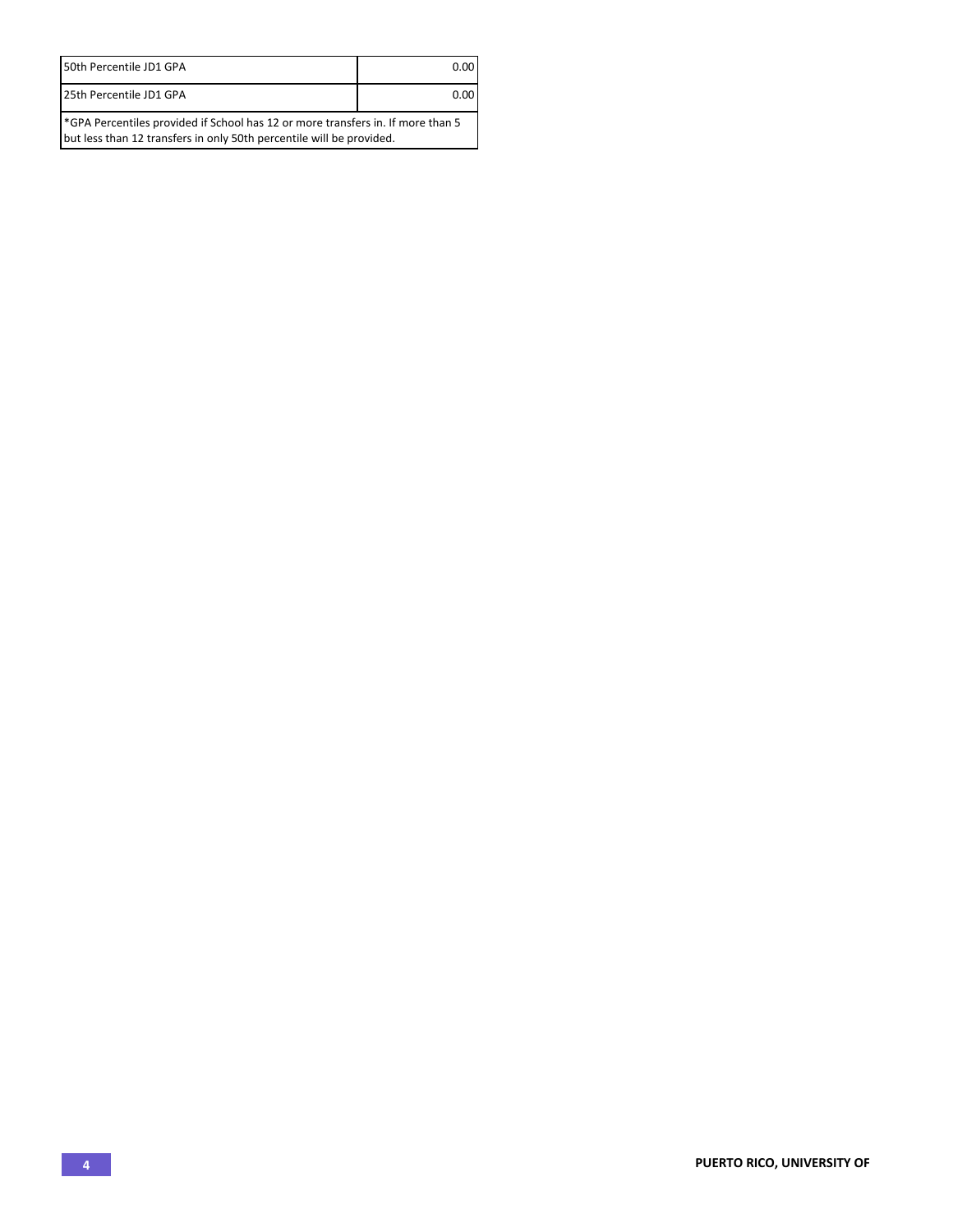| | |
|---|---|
| 50th Percentile JD1 GPA | 0.00 |
| 25th Percentile JD1 GPA | 0.00 |
| *GPA Percentiles provided if School has 12 or more transfers in. If more than 5 but less than 12 transfers in only 50th percentile will be provided. | |